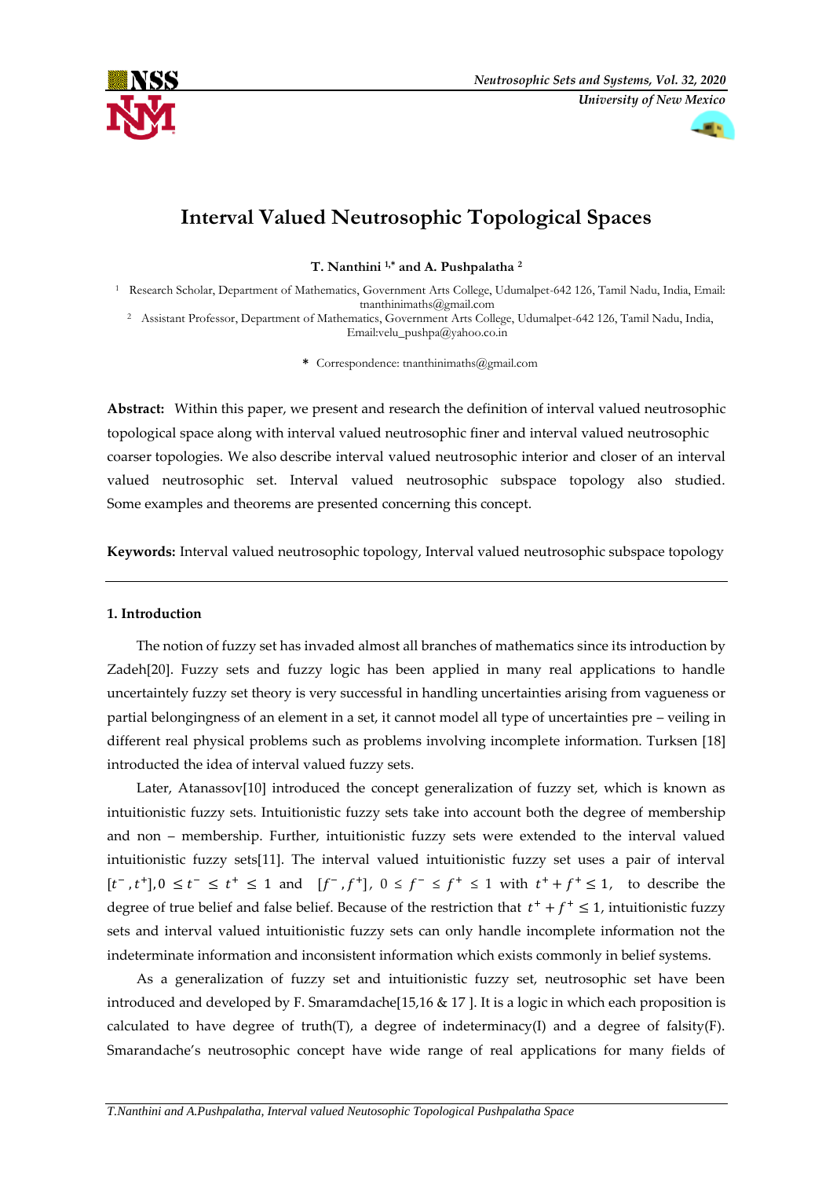# Interval Valued Neutrosophic Topological Spaces

**T. Nanthini [1,*] and A. Pushpalatha [2]**

[1] Research Scholar, Department of Mathematics, Government Arts College, Udumalpet-642 126, Tamil Nadu, India, Email: tnanthinimaths@gmail.com

[2] Assistant Professor, Department of Mathematics, Government Arts College, Udumalpet-642 126, Tamil Nadu, India, Email:velu_pushpa@yahoo.co.in

\* Correspondence: tnanthinimaths@gmail.com

**Abstract:** Within this paper, we present and research the definition of interval valued neutrosophic topological space along with interval valued neutrosophic finer and interval valued neutrosophic coarser topologies. We also describe interval valued neutrosophic interior and closer of an interval valued neutrosophic set. Interval valued neutrosophic subspace topology also studied. Some examples and theorems are presented concerning this concept.

**Keywords:** Interval valued neutrosophic topology, Interval valued neutrosophic subspace topology

## 1. Introduction

The notion of fuzzy set has invaded almost all branches of mathematics since its introduction by Zadeh[20]. Fuzzy sets and fuzzy logic has been applied in many real applications to handle uncertaintely fuzzy set theory is very successful in handling uncertainties arising from vagueness or partial belongingness of an element in a set, it cannot model all type of uncertainties pre – veiling in different real physical problems such as problems involving incomplete information. Turksen [18] introducted the idea of interval valued fuzzy sets.

Later, Atanassov[10] introduced the concept generalization of fuzzy set, which is known as intuitionistic fuzzy sets. Intuitionistic fuzzy sets take into account both the degree of membership and non – membership. Further, intuitionistic fuzzy sets were extended to the interval valued intuitionistic fuzzy sets[11]. The interval valued intuitionistic fuzzy set uses a pair of interval $[t^-, t^+], 0 \leq t^- \leq t^+ \leq 1$ and $[f^-, f^+]$, $0 \leq f^- \leq f^+ \leq 1$ with $t^+ + f^+ \leq 1$, to describe the degree of true belief and false belief. Because of the restriction that $t^+ + f^+ \leq 1$, intuitionistic fuzzy sets and interval valued intuitionistic fuzzy sets can only handle incomplete information not the indeterminate information and inconsistent information which exists commonly in belief systems.

As a generalization of fuzzy set and intuitionistic fuzzy set, neutrosophic set have been introduced and developed by F. Smaramdache[15,16 & 17 ]. It is a logic in which each proposition is calculated to have degree of truth(T), a degree of indeterminacy(I) and a degree of falsity(F). Smarandache's neutrosophic concept have wide range of real applications for many fields of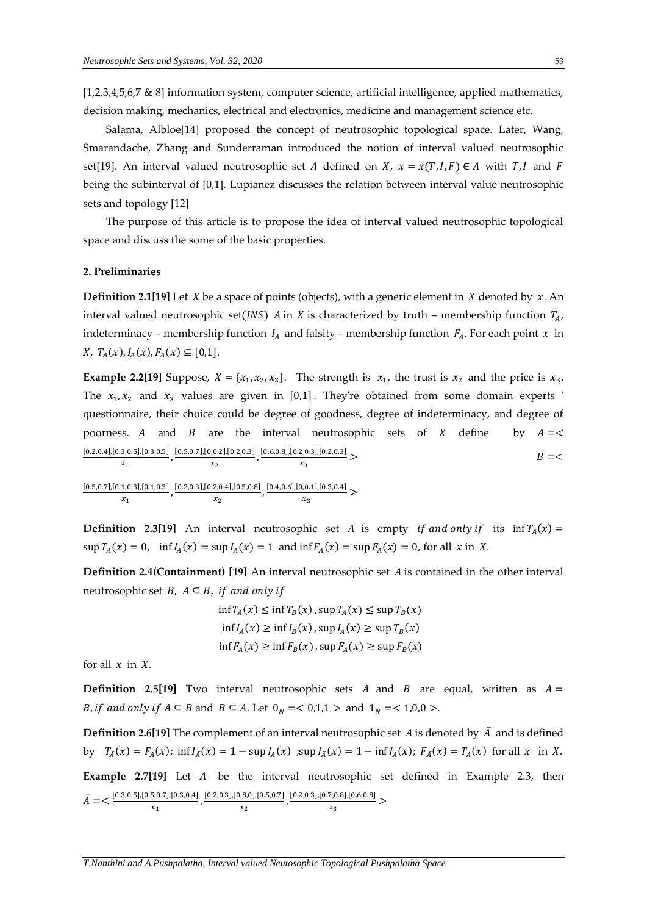[1,2,3,4,5,6,7 & 8] information system, computer science, artificial intelligence, applied mathematics, decision making, mechanics, electrical and electronics, medicine and management science etc.

Salama, Albloe[14] proposed the concept of neutrosophic topological space. Later, Wang, Smarandache, Zhang and Sunderraman introduced the notion of interval valued neutrosophic set[19]. An interval valued neutrosophic set $A$ defined on $X$, $x = x(T, I, F) \in A$ with $T, I$ and $F$ being the subinterval of [0,1]. Lupianez discusses the relation between interval value neutrosophic sets and topology [12]

The purpose of this article is to propose the idea of interval valued neutrosophic topological space and discuss the some of the basic properties.

## 2. Preliminaries

**Definition 2.1[19]** Let $X$ be a space of points (objects), with a generic element in $X$ denoted by $x$. An interval valued neutrosophic set($INS$) $A$ in $X$ is characterized by truth – membership function $T_A$, indeterminacy – membership function $I_A$ and falsity – membership function $F_A$. For each point $x$ in $X$, $T_A(x), I_A(x), F_A(x) \subseteq [0,1]$.

**Example 2.2[19]** Suppose, $X = \{x_1, x_2, x_3\}$. The strength is $x_1$, the trust is $x_2$ and the price is $x_3$. The $x_1, x_2$ and $x_3$ values are given in $[0,1]$. They're obtained from some domain experts ' questionnaire, their choice could be degree of goodness, degree of indeterminacy, and degree of poorness. $A$ and $B$ are the interval neutrosophic sets of $X$ define by $A = < \frac{[0.2,0.4],[0.3,0.5],[0.3,0.5]}{x_1}, \frac{[0.5,0.7],[0,0.2],[0.2,0.3]}{x_2}, \frac{[0.6,0.8],[0.2,0.3],[0.2,0.3]}{x_3} >$ $B = < \frac{[0.5,0.7],[0.1,0.3],[0.1,0.3]}{x_1}, \frac{[0.2,0.3],[0.2,0.4],[0.5,0.8]}{x_2}, \frac{[0.4,0.6],[0,0.1],[0.3,0.4]}{x_3} >$

**Definition 2.3[19]** An interval neutrosophic set $A$ is empty $if\ and\ only\ if$ its $\inf T_A(x) = \sup T_A(x) = 0$, $\inf I_A(x) = \sup I_A(x) = 1$ and $\inf F_A(x) = \sup F_A(x) = 0$, for all $x$ in $X$.

**Definition 2.4(Containment) [19]** An interval neutrosophic set $A$ is contained in the other interval neutrosophic set $B$, $A \subseteq B$, $if\ and\ only\ if$

$$\inf T_A(x) \leq \inf T_B(x), \sup T_A(x) \leq \sup T_B(x)$$
$$\inf I_A(x) \geq \inf I_B(x), \sup I_A(x) \geq \sup T_B(x)$$
$$\inf F_A(x) \geq \inf F_B(x), \sup F_A(x) \geq \sup F_B(x)$$

for all $x$ in $X$.

**Definition 2.5[19]** Two interval neutrosophic sets $A$ and $B$ are equal, written as $A = B$, $if\ and\ only\ if$ $A \subseteq B$ and $B \subseteq A$. Let $0_N = < 0,1,1 >$ and $1_N = < 1,0,0 >$.

**Definition 2.6[19]** The complement of an interval neutrosophic set $A$ is denoted by $\bar{A}$ and is defined by $T_{\bar{A}}(x) = F_A(x)$; $\inf I_{\bar{A}}(x) = 1 - \sup I_A(x)$ ;$\sup I_{\bar{A}}(x) = 1 - \inf I_A(x)$; $F_{\bar{A}}(x) = T_A(x)$ for all $x$ in $X$.

**Example 2.7[19]** Let $A$ be the interval neutrosophic set defined in Example 2.3, then $\bar{A} = < \frac{[0.3,0.5],[0.5,0.7],[0.3,0.4]}{x_1}, \frac{[0.2,0.3],[0.8,0],[0.5,0.7]}{x_2}, \frac{[0.2,0.3],[0.7,0.8],[0.6,0.8]}{x_3} >$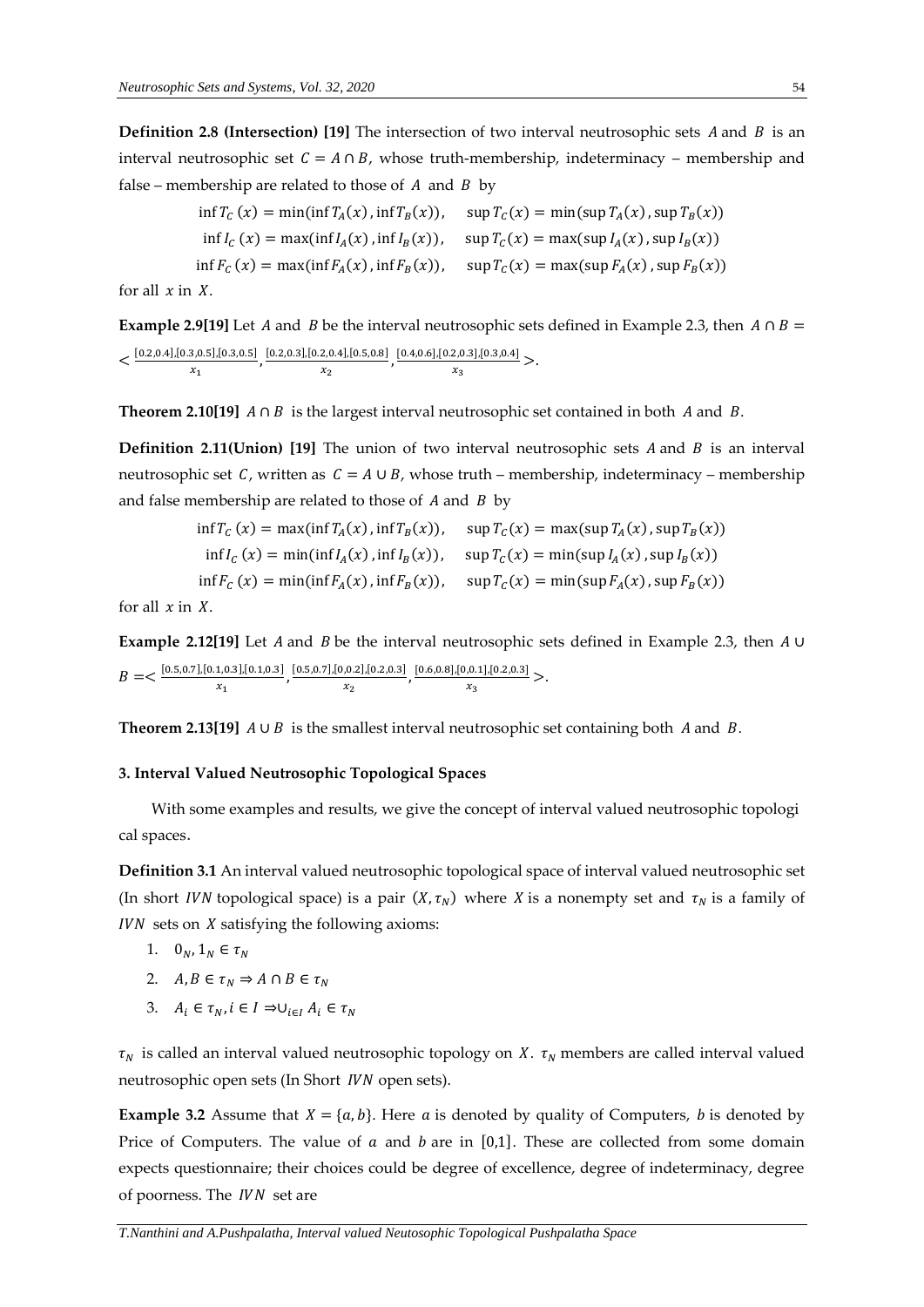**Definition 2.8 (Intersection) [19]** The intersection of two interval neutrosophic sets $A$ and $B$ is an interval neutrosophic set $C = A \cap B$, whose truth-membership, indeterminacy – membership and false – membership are related to those of $A$ and $B$ by

$$\inf T_C(x) = \min(\inf T_A(x), \inf T_B(x)), \quad \sup T_C(x) = \min(\sup T_A(x), \sup T_B(x))$$
$$\inf I_C(x) = \max(\inf I_A(x), \inf I_B(x)), \quad \sup T_C(x) = \max(\sup I_A(x), \sup I_B(x))$$
$$\inf F_C(x) = \max(\inf F_A(x), \inf F_B(x)), \quad \sup T_C(x) = \max(\sup F_A(x), \sup F_B(x))$$

for all $x$ in $X$.

**Example 2.9[19]** Let $A$ and $B$ be the interval neutrosophic sets defined in Example 2.3, then $A \cap B = < \frac{[0.2,0.4],[0.3,0.5],[0.3,0.5]}{x_1}, \frac{[0.2,0.3],[0.2,0.4],[0.5,0.8]}{x_2}, \frac{[0.4,0.6],[0.2,0.3],[0.3,0.4]}{x_3} >$.

**Theorem 2.10[19]** $A \cap B$ is the largest interval neutrosophic set contained in both $A$ and $B$.

**Definition 2.11(Union) [19]** The union of two interval neutrosophic sets $A$ and $B$ is an interval neutrosophic set $C$, written as $C = A \cup B$, whose truth – membership, indeterminacy – membership and false membership are related to those of $A$ and $B$ by

$$\inf T_C(x) = \max(\inf T_A(x), \inf T_B(x)), \quad \sup T_C(x) = \max(\sup T_A(x), \sup T_B(x))$$
$$\inf I_C(x) = \min(\inf I_A(x), \inf I_B(x)), \quad \sup T_C(x) = \min(\sup I_A(x), \sup I_B(x))$$
$$\inf F_C(x) = \min(\inf F_A(x), \inf F_B(x)), \quad \sup T_C(x) = \min(\sup F_A(x), \sup F_B(x))$$

for all $x$ in $X$.

**Example 2.12[19]** Let $A$ and $B$ be the interval neutrosophic sets defined in Example 2.3, then $A \cup B =< \frac{[0.5,0.7],[0.1,0.3],[0.1,0.3]}{x_1}, \frac{[0.5,0.7],[0,0.2],[0.2,0.3]}{x_2}, \frac{[0.6,0.8],[0,0.1],[0.2,0.3]}{x_3} >$.

**Theorem 2.13[19]** $A \cup B$ is the smallest interval neutrosophic set containing both $A$ and $B$.

### 3. Interval Valued Neutrosophic Topological Spaces

With some examples and results, we give the concept of interval valued neutrosophic topologi cal spaces.

**Definition 3.1** An interval valued neutrosophic topological space of interval valued neutrosophic set (In short $IVN$ topological space) is a pair $(X, \tau_N)$ where $X$ is a nonempty set and $\tau_N$ is a family of $IVN$ sets on $X$ satisfying the following axioms:

1. $0_N, 1_N \in \tau_N$
2. $A, B \in \tau_N \Rightarrow A \cap B \in \tau_N$
3. $A_i \in \tau_N, i \in I \Rightarrow \cup_{i \in I} A_i \in \tau_N$

$\tau_N$ is called an interval valued neutrosophic topology on $X$. $\tau_N$ members are called interval valued neutrosophic open sets (In Short $IVN$ open sets).

**Example 3.2** Assume that $X = \{a, b\}$. Here $a$ is denoted by quality of Computers, $b$ is denoted by Price of Computers. The value of $a$ and $b$ are in $[0,1]$. These are collected from some domain expects questionnaire; their choices could be degree of excellence, degree of indeterminacy, degree of poorness. The $IVN$ set are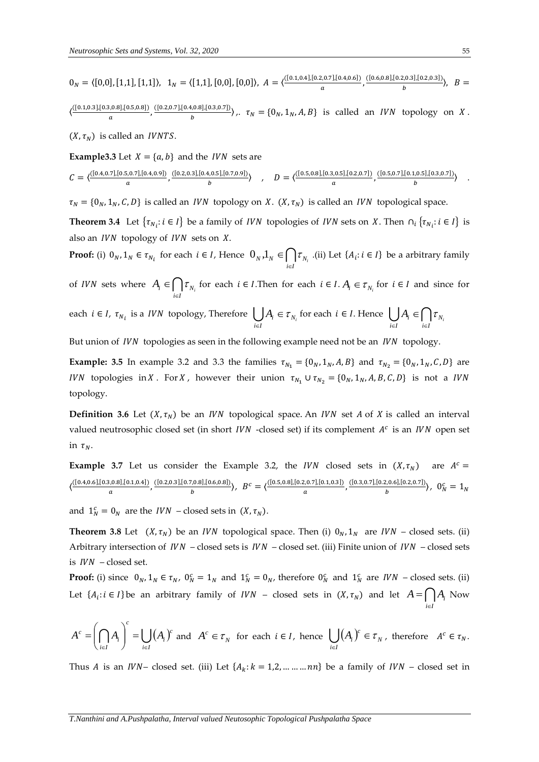$0_N = \langle [0,0],[1,1],[1,1] \rangle$, $1_N = \langle [1,1],[0,0],[0,0] \rangle$, $A = \langle \frac{([0.1,0.4],[0.2,0.7],[0.4,0.6])}{a}, \frac{([0.6,0.8],[0.2,0.3],[0.2,0.3])}{b} \rangle$, $B = \langle \frac{([0.1,0.3],[0.3,0.8],[0.5,0.8])}{a}, \frac{([0.2,0.7],[0.4,0.8],[0.3,0.7])}{b} \rangle$,. $\tau_N = \{0_N, 1_N, A, B\}$ is called an $IVN$ topology on $X$. $(X, \tau_N)$ is called an $IVNTS$.

**Example3.3** Let $X = \{a, b\}$ and the $IVN$ sets are

$C = \langle \frac{([0.4,0.7],[0.5,0.7],[0.4,0.9])}{a}, \frac{([0.2,0.3],[0.4,0.5],[0.7,0.9])}{b} \rangle$ , $D = \langle \frac{([0.5,0.8],[0.3,0.5],[0.2,0.7])}{a}, \frac{([0.5,0.7],[0.1,0.5],[0.3,0.7])}{b} \rangle$ .

$\tau_N = \{0_N, 1_N, C, D\}$ is called an $IVN$ topology on $X$. $(X, \tau_N)$ is called an $IVN$ topological space.

**Theorem 3.4** Let $\{\tau_{N_i} : i \in I\}$ be a family of $IVN$ topologies of $IVN$ sets on $X$. Then $\cap_i \{\tau_{N_i} : i \in I\}$ is also an $IVN$ topology of $IVN$ sets on $X$.

**Proof:** (i) $0_N, 1_N \in \tau_{N_i}$ for each $i \in I$, Hence $0_N, 1_N \in \bigcap_{i \in I} \tau_{N_i}$ .(ii) Let $\{A_i : i \in I\}$ be a arbitrary family of $IVN$ sets where $A_i \in \bigcap_{i \in I} \tau_{N_i}$ for each $i \in I$.Then for each $i \in I$. $A_i \in \tau_{N_i}$ for $i \in I$ and since for each $i \in I$, $\tau_{N_i}$ is a $IVN$ topology, Therefore $\bigcup_{i \in I} A_i \in \tau_{N_i}$ for each $i \in I$. Hence $\bigcup_{i \in I} A_i \in \bigcap_{i \in I} \tau_{N_i}$

But union of $IVN$ topologies as seen in the following example need not be an $IVN$ topology.

**Example: 3.5** In example 3.2 and 3.3 the families $\tau_{N_1} = \{0_N, 1_N, A, B\}$ and $\tau_{N_2} = \{0_N, 1_N, C, D\}$ are $IVN$ topologies in $X$. For $X$, however their union $\tau_{N_1} \cup \tau_{N_2} = \{0_N, 1_N, A, B, C, D\}$ is not a $IVN$ topology.

**Definition 3.6** Let $(X, \tau_N)$ be an $IVN$ topological space. An $IVN$ set $A$ of $X$ is called an interval valued neutrosophic closed set (in short $IVN$ -closed set) if its complement $A^c$ is an $IVN$ open set in $\tau_N$.

**Example 3.7** Let us consider the Example 3.2, the $IVN$ closed sets in $(X, \tau_N)$ are $A^c = \langle \frac{([0.4,0.6],[0.3,0.8],[0.1,0.4])}{a}, \frac{([0.2,0.3],[0.7,0.8],[0.6,0.8])}{b} \rangle$, $B^c = \langle \frac{([0.5,0.8],[0.2,0.7],[0.1,0.3])}{a}, \frac{([0.3,0.7],[0.2,0.6],[0.2,0.7])}{b} \rangle$, $0_N^c = 1_N$ and $1_N^c = 0_N$ are the $IVN$ – closed sets in $(X, \tau_N)$.

**Theorem 3.8** Let $(X, \tau_N)$ be an $IVN$ topological space. Then (i) $0_N, 1_N$ are $IVN$ – closed sets. (ii) Arbitrary intersection of $IVN$ – closed sets is $IVN$ – closed set. (iii) Finite union of $IVN$ – closed sets is $IVN$ – closed set.

**Proof:** (i) since $0_N, 1_N \in \tau_N$, $0_N^c = 1_N$ and $1_N^c = 0_N$, therefore $0_N^c$ and $1_N^c$ are $IVN$ – closed sets. (ii) Let $\{A_i : i \in I\}$ be an arbitrary family of $IVN$ – closed sets in $(X, \tau_N)$ and let $A = \bigcap_{i \in I} A_i$ Now

$A^c = \left( \bigcap_{i \in I} A_i \right)^c = \bigcup_{i \in I} (A_i)^c$ and $A^c \in \tau_N$ for each $i \in I$, hence $\bigcup_{i \in I} (A_i)^c \in \tau_N$, therefore $A^c \in \tau_N$.

Thus $A$ is an $IVN$– closed set. (iii) Let $\{A_k : k = 1, 2, \ldots \ldots \ldots nn\}$ be a family of $IVN$ – closed set in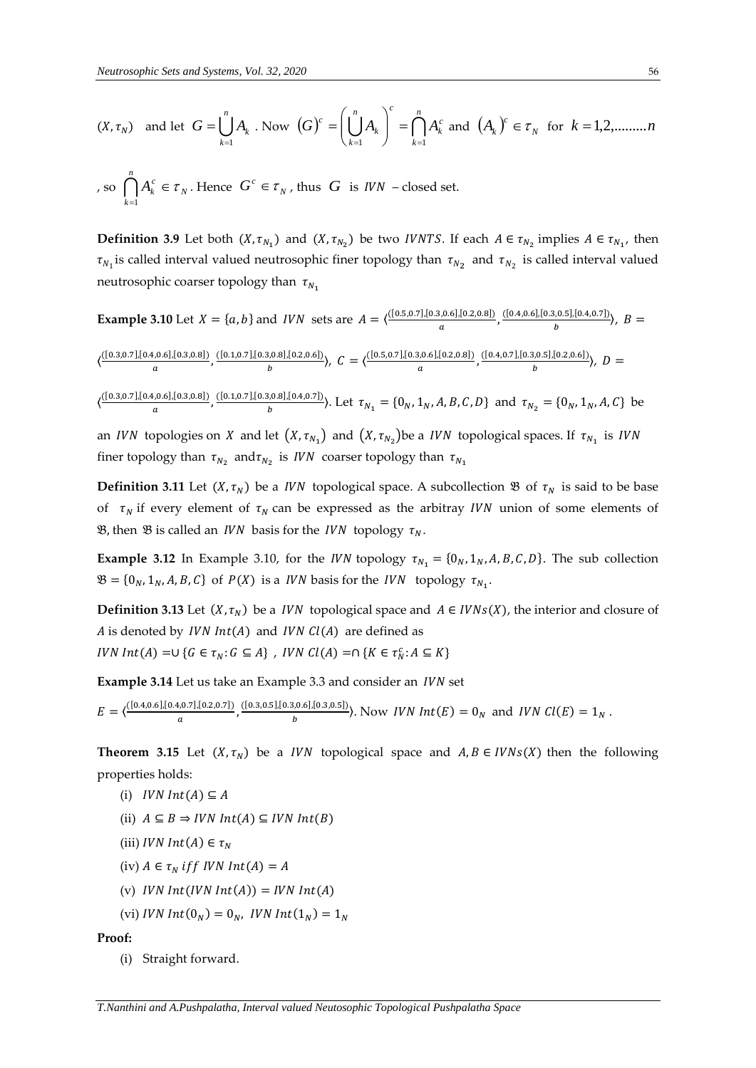$(X,\tau_N)$ and let $G = \bigcup_{k=1}^{n} A_k$ . Now $(G)^c = \left(\bigcup_{k=1}^{n} A_k\right)^c = \bigcap_{k=1}^{n} A_k^c$ and $(A_k)^c \in \tau_N$ for $k = 1,2,.........n$

, so $\bigcap_{k=1}^{n} A_k^c \in \tau_N$ . Hence $G^c \in \tau_N$ , thus $G$ is $IVN$ – closed set.

**Definition 3.9** Let both $(X,\tau_{N_1})$ and $(X,\tau_{N_2})$ be two $IVNTS$. If each $A \in \tau_{N_2}$ implies $A \in \tau_{N_1}$, then $\tau_{N_1}$ is called interval valued neutrosophic finer topology than $\tau_{N_2}$ and $\tau_{N_2}$ is called interval valued neutrosophic coarser topology than $\tau_{N_1}$

**Example 3.10** Let $X = \{a,b\}$ and $IVN$ sets are $A = \langle \frac{([0.5,0.7],[0.3,0.6],[0.2,0.8])}{a}, \frac{([0.4,0.6],[0.3,0.5],[0.4,0.7])}{b} \rangle$, $B = \langle \frac{([0.3,0.7],[0.4,0.6],[0.3,0.8])}{a}, \frac{([0.1,0.7],[0.3,0.8],[0.2,0.6])}{b} \rangle$, $C = \langle \frac{([0.5,0.7],[0.3,0.6],[0.2,0.8])}{a}, \frac{([0.4,0.7],[0.3,0.5],[0.2,0.6])}{b} \rangle$, $D = \langle \frac{([0.3,0.7],[0.4,0.6],[0.3,0.8])}{a}, \frac{([0.1,0.7],[0.3,0.8],[0.4,0.7])}{b} \rangle$. Let $\tau_{N_1} = \{0_N, 1_N, A, B, C, D\}$ and $\tau_{N_2} = \{0_N, 1_N, A, C\}$ be an $IVN$ topologies on $X$ and let $(X,\tau_{N_1})$ and $(X,\tau_{N_2})$be a $IVN$ topological spaces. If $\tau_{N_1}$ is $IVN$ finer topology than $\tau_{N_2}$ and$\tau_{N_2}$ is $IVN$ coarser topology than $\tau_{N_1}$

**Definition 3.11** Let $(X,\tau_N)$ be a $IVN$ topological space. A subcollection $\mathfrak{B}$ of $\tau_N$ is said to be base of $\tau_N$ if every element of $\tau_N$ can be expressed as the arbitray $IVN$ union of some elements of $\mathfrak{B}$, then $\mathfrak{B}$ is called an $IVN$ basis for the $IVN$ topology $\tau_N$.

**Example 3.12** In Example 3.10, for the $IVN$ topology $\tau_{N_1} = \{0_N, 1_N, A, B, C, D\}$. The sub collection $\mathfrak{B} = \{0_N, 1_N, A, B, C\}$ of $P(X)$ is a $IVN$ basis for the $IVN$ topology $\tau_{N_1}$.

**Definition 3.13** Let $(X,\tau_N)$ be a $IVN$ topological space and $A \in IVNs(X)$, the interior and closure of $A$ is denoted by $IVN\ Int(A)$ and $IVN\ Cl(A)$ are defined as
$IVN\ Int(A) = \cup \{G \in \tau_N : G \subseteq A\}$ , $IVN\ Cl(A) = \cap \{K \in \tau_N^c : A \subseteq K\}$

**Example 3.14** Let us take an Example 3.3 and consider an $IVN$ set
$E = \langle \frac{([0.4,0.6],[0.4,0.7],[0.2,0.7])}{a}, \frac{([0.3,0.5],[0.3,0.6],[0.3,0.5])}{b} \rangle$. Now $IVN\ Int(E) = 0_N$ and $IVN\ Cl(E) = 1_N$ .

**Theorem 3.15** Let $(X,\tau_N)$ be a $IVN$ topological space and $A, B \in IVNs(X)$ then the following properties holds:

(i) $IVN\ Int(A) \subseteq A$

(ii) $A \subseteq B \Rightarrow IVN\ Int(A) \subseteq IVN\ Int(B)$

(iii) $IVN\ Int(A) \in \tau_N$

(iv) $A \in \tau_N\ iff\ IVN\ Int(A) = A$

(v) $IVN\ Int(IVN\ Int(A)) = IVN\ Int(A)$

(vi) $IVN\ Int(0_N) = 0_N$, $IVN\ Int(1_N) = 1_N$

**Proof:**

(i) Straight forward.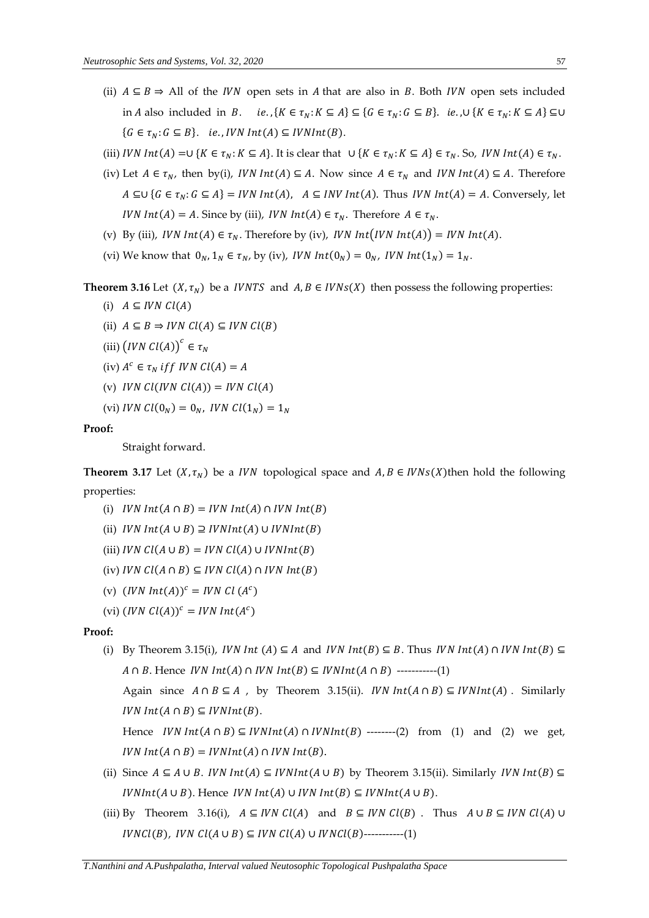(ii) $A \subseteq B \Rightarrow$ All of the $IVN$ open sets in $A$ that are also in $B$. Both $IVN$ open sets included in $A$ also included in $B$. $ie., \{K \in \tau_N : K \subseteq A\} \subseteq \{G \in \tau_N : G \subseteq B\}$. $ie., \cup\{K \in \tau_N : K \subseteq A\} \subseteq \cup \{G \in \tau_N : G \subseteq B\}$. $ie., IVN\ Int(A) \subseteq IVNInt(B)$.

(iii) $IVN\ Int(A) = \cup\{K \in \tau_N : K \subseteq A\}$. It is clear that $\cup\{K \in \tau_N : K \subseteq A\} \in \tau_N$. So, $IVN\ Int(A) \in \tau_N$.

(iv) Let $A \in \tau_N$, then by(i), $IVN\ Int(A) \subseteq A$. Now since $A \in \tau_N$ and $IVN\ Int(A) \subseteq A$. Therefore $A \subseteq \cup\{G \in \tau_N : G \subseteq A\} = IVN\ Int(A)$, $A \subseteq INV\ Int(A)$. Thus $IVN\ Int(A) = A$. Conversely, let $IVN\ Int(A) = A$. Since by (iii), $IVN\ Int(A) \in \tau_N$. Therefore $A \in \tau_N$.

(v) By (iii), $IVN\ Int(A) \in \tau_N$. Therefore by (iv), $IVN\ Int(IVN\ Int(A)) = IVN\ Int(A)$.

(vi) We know that $0_N, 1_N \in \tau_N$, by (iv), $IVN\ Int(0_N) = 0_N$, $IVN\ Int(1_N) = 1_N$.

**Theorem 3.16** Let $(X, \tau_N)$ be a $IVNTS$ and $A, B \in IVNs(X)$ then possess the following properties:

(i) $A \subseteq IVN\ Cl(A)$

(ii) $A \subseteq B \Rightarrow IVN\ Cl(A) \subseteq IVN\ Cl(B)$

(iii) $(IVN\ Cl(A))^c \in \tau_N$

(iv) $A^c \in \tau_N\ iff\ IVN\ Cl(A) = A$

(v) $IVN\ Cl(IVN\ Cl(A)) = IVN\ Cl(A)$

(vi) $IVN\ Cl(0_N) = 0_N$, $IVN\ Cl(1_N) = 1_N$

**Proof:**

Straight forward.

**Theorem 3.17** Let $(X, \tau_N)$ be a $IVN$ topological space and $A, B \in IVNs(X)$then hold the following properties:

(i) $IVN\ Int(A \cap B) = IVN\ Int(A) \cap IVN\ Int(B)$

(ii) $IVN\ Int(A \cup B) \supseteq IVNInt(A) \cup IVNInt(B)$

(iii) $IVN\ Cl(A \cup B) = IVN\ Cl(A) \cup IVNInt(B)$

(iv) $IVN\ Cl(A \cap B) \subseteq IVN\ Cl(A) \cap IVN\ Int(B)$

(v) $(IVN\ Int(A))^c = IVN\ Cl\ (A^c)$

(vi) $(IVN\ Cl(A))^c = IVN\ Int(A^c)$

**Proof:**

(i) By Theorem 3.15(i), $IVN\ Int\ (A) \subseteq A$ and $IVN\ Int(B) \subseteq B$. Thus $IVN\ Int(A) \cap IVN\ Int(B) \subseteq A \cap B$. Hence $IVN\ Int(A) \cap IVN\ Int(B) \subseteq IVNInt(A \cap B)$ -----------(1)

Again since $A \cap B \subseteq A$, by Theorem 3.15(ii). $IVN\ Int(A \cap B) \subseteq IVNInt(A)$. Similarly $IVN\ Int(A \cap B) \subseteq IVNInt(B)$.

Hence $IVN\ Int(A \cap B) \subseteq IVNInt(A) \cap IVNInt(B)$ --------(2) from (1) and (2) we get, $IVN\ Int(A \cap B) = IVNInt(A) \cap IVN\ Int(B)$.

(ii) Since $A \subseteq A \cup B$. $IVN\ Int(A) \subseteq IVNInt(A \cup B)$ by Theorem 3.15(ii). Similarly $IVN\ Int(B) \subseteq IVNInt(A \cup B)$. Hence $IVN\ Int(A) \cup IVN\ Int(B) \subseteq IVNInt(A \cup B)$.

(iii) By Theorem 3.16(i), $A \subseteq IVN\ Cl(A)$ and $B \subseteq IVN\ Cl(B)$. Thus $A \cup B \subseteq IVN\ Cl(A) \cup IVNCl(B)$, $IVN\ Cl(A \cup B) \subseteq IVN\ Cl(A) \cup IVNCl(B)$-----------(1)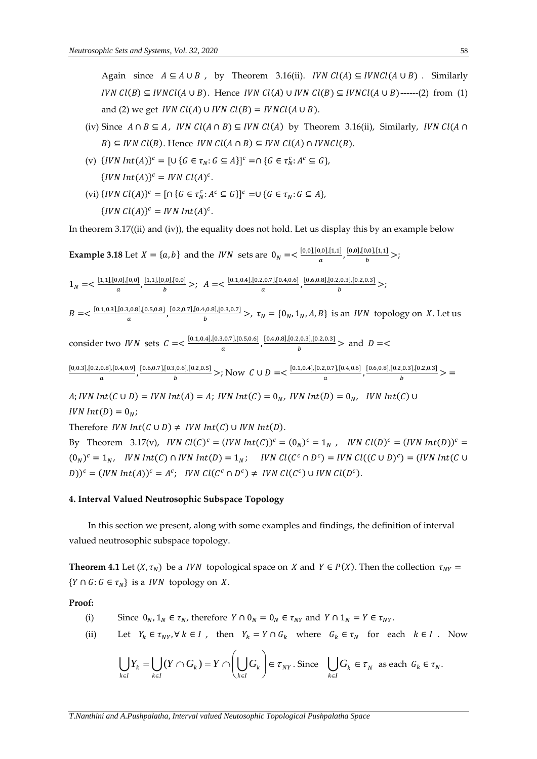Again since $A \subseteq A \cup B$, by Theorem 3.16(ii). $IVN\ Cl(A) \subseteq IVNCl(A \cup B)$. Similarly $IVN\ Cl(B) \subseteq IVNCl(A \cup B)$. Hence $IVN\ Cl(A) \cup IVN\ Cl(B) \subseteq IVNCl(A \cup B)$------(2) from (1) and (2) we get $IVN\ Cl(A) \cup IVN\ Cl(B) = IVNCl(A \cup B)$.

(iv) Since $A \cap B \subseteq A$, $IVN\ Cl(A \cap B) \subseteq IVN\ Cl(A)$ by Theorem 3.16(ii), Similarly, $IVN\ Cl(A \cap B) \subseteq IVN\ Cl(B)$. Hence $IVN\ Cl(A \cap B) \subseteq IVN\ Cl(A) \cap IVNCl(B)$.

(v) $\{IVN\ Int(A)\}^c = [\cup \{G \in \tau_N : G \subseteq A\}]^c = \cap \{G \in \tau_N^c : A^c \subseteq G\}$,
$\{IVN\ Int(A)\}^c = IVN\ Cl(A)^c$.

(vi) $\{IVN\ Cl(A)\}^c = [\cap \{G \in \tau_N^c : A^c \subseteq G\}]^c = \cup \{G \in \tau_N : G \subseteq A\}$,
$\{IVN\ Cl(A)\}^c = IVN\ Int(A)^c$.

In theorem 3.17((ii) and (iv)), the equality does not hold. Let us display this by an example below

**Example 3.18** Let $X = \{a, b\}$ and the $IVN$ sets are $0_N = < \frac{[0,0],[0,0],[1,1]}{a}, \frac{[0,0],[0,0],[1,1]}{b} >$;

$1_N = < \frac{[1,1],[0,0],[0,0]}{a}, \frac{[1,1],[0,0],[0,0]}{b} >$; $A = < \frac{[0.1,0.4],[0.2,0.7],[0.4,0.6]}{a}, \frac{[0.6,0.8],[0.2,0.3],[0.2,0.3]}{b} >$;

$B = < \frac{[0.1,0.3],[0.3,0.8],[0.5,0.8]}{a}, \frac{[0.2,0.7],[0.4,0.8],[0.3,0.7]}{b} >$, $\tau_N = \{0_N, 1_N, A, B\}$ is an $IVN$ topology on $X$. Let us consider two $IVN$ sets $C = < \frac{[0.1,0.4],[0.3,0.7],[0.5,0.6]}{a}, \frac{[0.4,0.8],[0.2,0.3],[0.2,0.3]}{b} >$ and $D = < \frac{[0,0.3],[0.2,0.8],[0.4,0.9]}{a}, \frac{[0.6,0.7],[0.3,0.6],[0.2,0.5]}{b} >$; Now $C \cup D = < \frac{[0.1,0.4],[0.2,0.7],[0.4,0.6]}{a}, \frac{[0.6,0.8],[0.2,0.3],[0.2,0.3]}{b} > = A$; $IVN\ Int(C \cup D) = IVN\ Int(A) = A$; $IVN\ Int(C) = 0_N$, $IVN\ Int(D) = 0_N$, $IVN\ Int(C) \cup IVN\ Int(D) = 0_N$;

Therefore $IVN\ Int(C \cup D) \neq IVN\ Int(C) \cup IVN\ Int(D)$.

By Theorem 3.17(v), $IVN\ Cl(C)^c = (IVN\ Int(C))^c = (0_N)^c = 1_N$, $IVN\ Cl(D)^c = (IVN\ Int(D))^c = (0_N)^c = 1_N$, $IVN\ Int(C) \cap IVN\ Int(D) = 1_N$; $IVN\ Cl(C^c \cap D^c) = IVN\ Cl((C \cup D)^c) = (IVN\ Int(C \cup D))^c = (IVN\ Int(A))^c = A^c$; $IVN\ Cl(C^c \cap D^c) \neq IVN\ Cl(C^c) \cup IVN\ Cl(D^c)$.

## 4. Interval Valued Neutrosophic Subspace Topology

In this section we present, along with some examples and findings, the definition of interval valued neutrosophic subspace topology.

**Theorem 4.1** Let $(X, \tau_N)$ be a $IVN$ topological space on $X$ and $Y \in P(X)$. Then the collection $\tau_{NY} = \{Y \cap G : G \in \tau_N\}$ is a $IVN$ topology on $X$.

**Proof:**

(i) Since $0_N, 1_N \in \tau_N$, therefore $Y \cap 0_N = 0_N \in \tau_{NY}$ and $Y \cap 1_N = Y \in \tau_{NY}$.

(ii) Let $Y_k \in \tau_{NY}, \forall\, k \in I$, then $Y_k = Y \cap G_k$ where $G_k \in \tau_N$ for each $k \in I$. Now

$$\bigcup_{k \in I} Y_k = \bigcup_{k \in I} (Y \cap G_k) = Y \cap \left( \bigcup_{k \in I} G_k \right) \in \tau_{NY}.$$ Since $\bigcup_{k \in I} G_k \in \tau_N$ as each $G_k \in \tau_N$.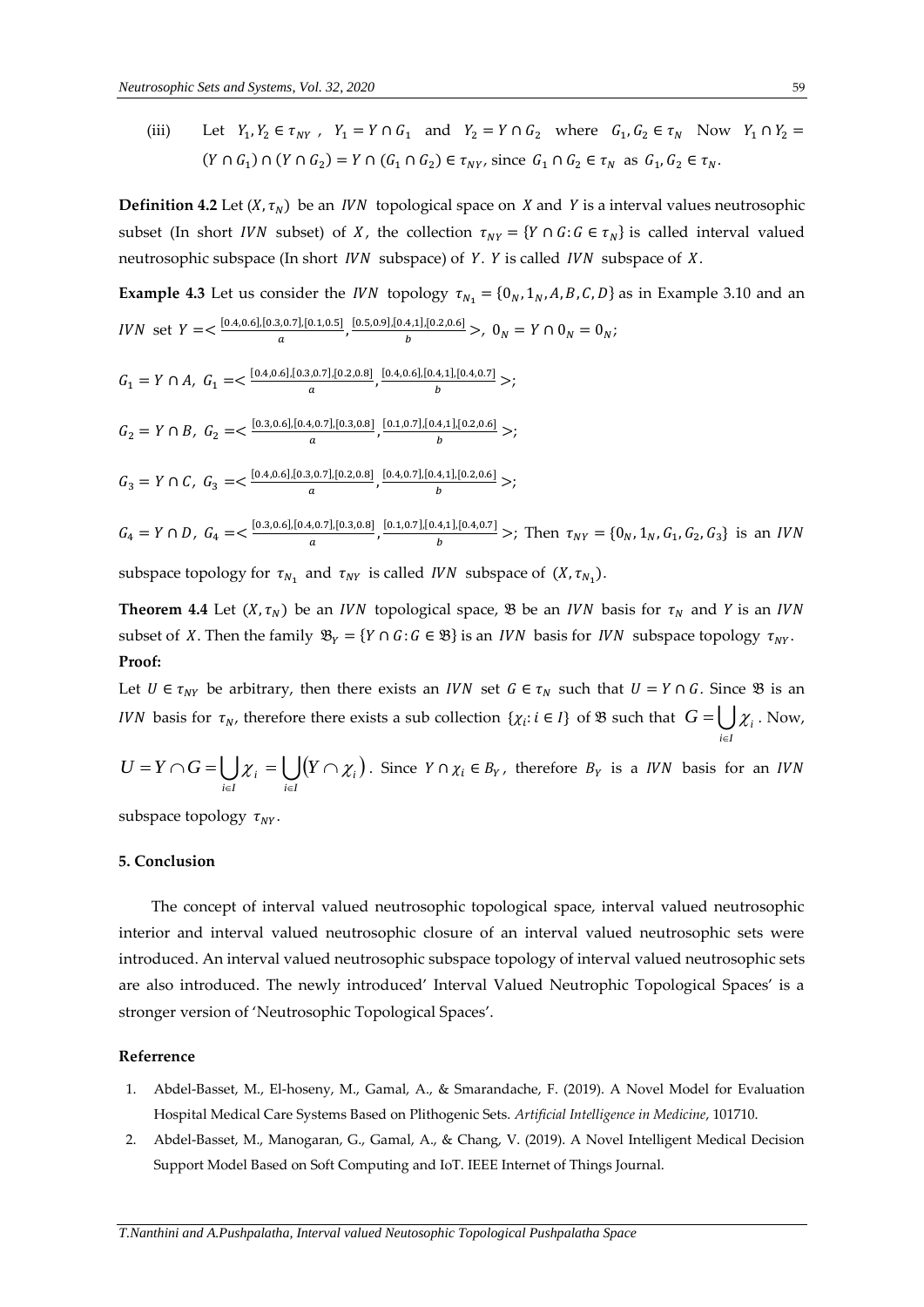(iii) Let $Y_1, Y_2 \in \tau_{NY}$ , $Y_1 = Y \cap G_1$ and $Y_2 = Y \cap G_2$ where $G_1, G_2 \in \tau_N$ Now $Y_1 \cap Y_2 = (Y \cap G_1) \cap (Y \cap G_2) = Y \cap (G_1 \cap G_2) \in \tau_{NY}$, since $G_1 \cap G_2 \in \tau_N$ as $G_1, G_2 \in \tau_N$.

**Definition 4.2** Let $(X, \tau_N)$ be an $IVN$ topological space on $X$ and $Y$ is a interval values neutrosophic subset (In short $IVN$ subset) of $X$, the collection $\tau_{NY} = \{Y \cap G: G \in \tau_N\}$ is called interval valued neutrosophic subspace (In short $IVN$ subspace) of $Y$. $Y$ is called $IVN$ subspace of $X$.

**Example 4.3** Let us consider the $IVN$ topology $\tau_{N_1} = \{0_N, 1_N, A, B, C, D\}$ as in Example 3.10 and an $IVN$ set $Y =< \frac{[0.4,0.6],[0.3,0.7],[0.1,0.5]}{a}, \frac{[0.5,0.9],[0.4,1],[0.2,0.6]}{b} >$, $0_N = Y \cap 0_N = 0_N$;

$G_1 = Y \cap A$, $G_1 =< \frac{[0.4,0.6],[0.3,0.7],[0.2,0.8]}{a}, \frac{[0.4,0.6],[0.4,1],[0.4,0.7]}{b} >$;

$G_2 = Y \cap B$, $G_2 =< \frac{[0.3,0.6],[0.4,0.7],[0.3,0.8]}{a}, \frac{[0.1,0.7],[0.4,1],[0.2,0.6]}{b} >$;

$G_3 = Y \cap C$, $G_3 =< \frac{[0.4,0.6],[0.3,0.7],[0.2,0.8]}{a}, \frac{[0.4,0.7],[0.4,1],[0.2,0.6]}{b} >$;

$G_4 = Y \cap D$, $G_4 =< \frac{[0.3,0.6],[0.4,0.7],[0.3,0.8]}{a}, \frac{[0.1,0.7],[0.4,1],[0.4,0.7]}{b} >$; Then $\tau_{NY} = \{0_N, 1_N, G_1, G_2, G_3\}$ is an $IVN$ subspace topology for $\tau_{N_1}$ and $\tau_{NY}$ is called $IVN$ subspace of $(X, \tau_{N_1})$.

**Theorem 4.4** Let $(X, \tau_N)$ be an $IVN$ topological space, $\mathfrak{B}$ be an $IVN$ basis for $\tau_N$ and $Y$ is an $IVN$ subset of $X$. Then the family $\mathfrak{B}_Y = \{Y \cap G: G \in \mathfrak{B}\}$ is an $IVN$ basis for $IVN$ subspace topology $\tau_{NY}$.

**Proof:**

Let $U \in \tau_{NY}$ be arbitrary, then there exists an $IVN$ set $G \in \tau_N$ such that $U = Y \cap G$. Since $\mathfrak{B}$ is an $IVN$ basis for $\tau_N$, therefore there exists a sub collection $\{\chi_i: i \in I\}$ of $\mathfrak{B}$ such that $G = \bigcup_{i \in I} \chi_i$. Now,

$U = Y \cap G = \bigcup_{i \in I} \chi_i = \bigcup_{i \in I} (Y \cap \chi_i)$. Since $Y \cap \chi_i \in B_Y$, therefore $B_Y$ is a $IVN$ basis for an $IVN$ subspace topology $\tau_{NY}$.

## 5. Conclusion

The concept of interval valued neutrosophic topological space, interval valued neutrosophic interior and interval valued neutrosophic closure of an interval valued neutrosophic sets were introduced. An interval valued neutrosophic subspace topology of interval valued neutrosophic sets are also introduced. The newly introduced' Interval Valued Neutrophic Topological Spaces' is a stronger version of 'Neutrosophic Topological Spaces'.

## Referrence

1. Abdel-Basset, M., El-hoseny, M., Gamal, A., & Smarandache, F. (2019). A Novel Model for Evaluation Hospital Medical Care Systems Based on Plithogenic Sets. *Artificial Intelligence in Medicine*, 101710.
2. Abdel-Basset, M., Manogaran, G., Gamal, A., & Chang, V. (2019). A Novel Intelligent Medical Decision Support Model Based on Soft Computing and IoT. IEEE Internet of Things Journal.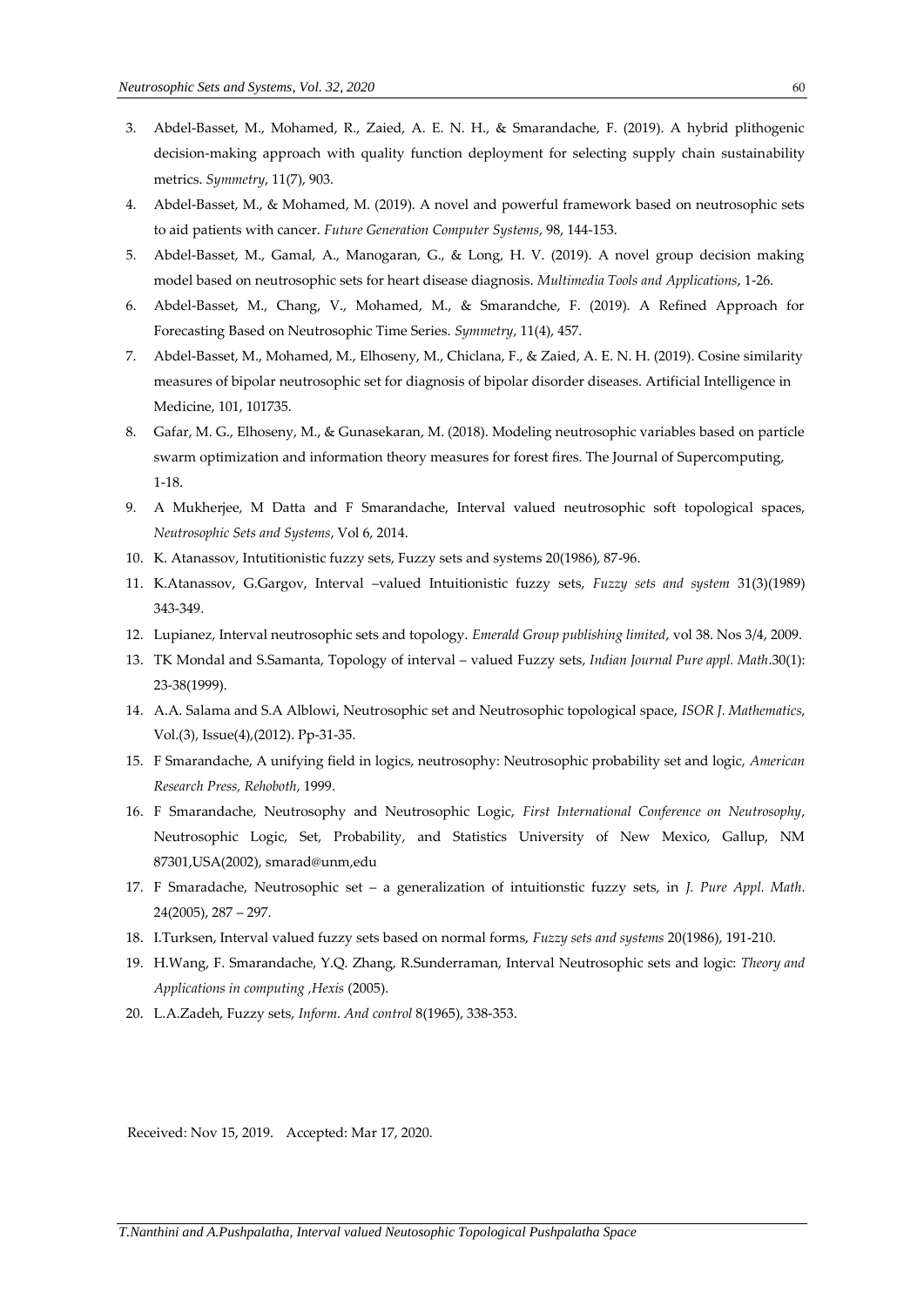3. Abdel-Basset, M., Mohamed, R., Zaied, A. E. N. H., & Smarandache, F. (2019). A hybrid plithogenic decision-making approach with quality function deployment for selecting supply chain sustainability metrics. *Symmetry*, 11(7), 903.
4. Abdel-Basset, M., & Mohamed, M. (2019). A novel and powerful framework based on neutrosophic sets to aid patients with cancer. *Future Generation Computer Systems*, 98, 144-153.
5. Abdel-Basset, M., Gamal, A., Manogaran, G., & Long, H. V. (2019). A novel group decision making model based on neutrosophic sets for heart disease diagnosis. *Multimedia Tools and Applications*, 1-26.
6. Abdel-Basset, M., Chang, V., Mohamed, M., & Smarandche, F. (2019). A Refined Approach for Forecasting Based on Neutrosophic Time Series. *Symmetry*, 11(4), 457.
7. Abdel-Basset, M., Mohamed, M., Elhoseny, M., Chiclana, F., & Zaied, A. E. N. H. (2019). Cosine similarity measures of bipolar neutrosophic set for diagnosis of bipolar disorder diseases. Artificial Intelligence in Medicine, 101, 101735.
8. Gafar, M. G., Elhoseny, M., & Gunasekaran, M. (2018). Modeling neutrosophic variables based on particle swarm optimization and information theory measures for forest fires. The Journal of Supercomputing, 1-18.
9. A Mukherjee, M Datta and F Smarandache, Interval valued neutrosophic soft topological spaces, *Neutrosophic Sets and Systems*, Vol 6, 2014.
10. K. Atanassov, Intutitionistic fuzzy sets, Fuzzy sets and systems 20(1986), 87-96.
11. K.Atanassov, G.Gargov, Interval –valued Intuitionistic fuzzy sets, *Fuzzy sets and system* 31(3)(1989) 343-349.
12. Lupianez, Interval neutrosophic sets and topology. *Emerald Group publishing limited*, vol 38. Nos 3/4, 2009.
13. TK Mondal and S.Samanta, Topology of interval – valued Fuzzy sets, *Indian Journal Pure appl. Math*.30(1): 23-38(1999).
14. A.A. Salama and S.A Alblowi, Neutrosophic set and Neutrosophic topological space, *ISOR J. Mathematics*, Vol.(3), Issue(4),(2012). Pp-31-35.
15. F Smarandache, A unifying field in logics, neutrosophy: Neutrosophic probability set and logic, *American Research Press, Rehoboth*, 1999.
16. F Smarandache, Neutrosophy and Neutrosophic Logic, *First International Conference on Neutrosophy*, Neutrosophic Logic, Set, Probability, and Statistics University of New Mexico, Gallup, NM 87301,USA(2002), smarad@unm,edu
17. F Smaradache, Neutrosophic set – a generalization of intuitionstic fuzzy sets, in *J. Pure Appl. Math*. 24(2005), 287 – 297.
18. I.Turksen, Interval valued fuzzy sets based on normal forms, *Fuzzy sets and systems* 20(1986), 191-210.
19. H.Wang, F. Smarandache, Y.Q. Zhang, R.Sunderraman, Interval Neutrosophic sets and logic: *Theory and Applications in computing ,Hexis* (2005).
20. L.A.Zadeh, Fuzzy sets, *Inform. And control* 8(1965), 338-353.

Received: Nov 15, 2019. Accepted: Mar 17, 2020.